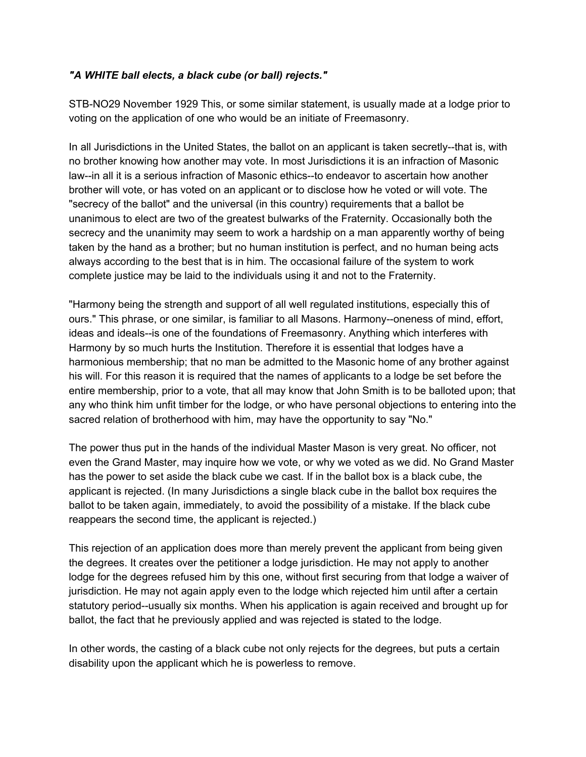***"A WHITE ball elects, a black cube (or ball) rejects."***

STB-NO29 November 1929 This, or some similar statement, is usually made at a lodge prior to voting on the application of one who would be an initiate of Freemasonry.

In all Jurisdictions in the United States, the ballot on an applicant is taken secretly--that is, with no brother knowing how another may vote. In most Jurisdictions it is an infraction of Masonic law--in all it is a serious infraction of Masonic ethics--to endeavor to ascertain how another brother will vote, or has voted on an applicant or to disclose how he voted or will vote. The "secrecy of the ballot" and the universal (in this country) requirements that a ballot be unanimous to elect are two of the greatest bulwarks of the Fraternity. Occasionally both the secrecy and the unanimity may seem to work a hardship on a man apparently worthy of being taken by the hand as a brother; but no human institution is perfect, and no human being acts always according to the best that is in him. The occasional failure of the system to work complete justice may be laid to the individuals using it and not to the Fraternity.

"Harmony being the strength and support of all well regulated institutions, especially this of ours." This phrase, or one similar, is familiar to all Masons. Harmony--oneness of mind, effort, ideas and ideals--is one of the foundations of Freemasonry. Anything which interferes with Harmony by so much hurts the Institution. Therefore it is essential that lodges have a harmonious membership; that no man be admitted to the Masonic home of any brother against his will. For this reason it is required that the names of applicants to a lodge be set before the entire membership, prior to a vote, that all may know that John Smith is to be balloted upon; that any who think him unfit timber for the lodge, or who have personal objections to entering into the sacred relation of brotherhood with him, may have the opportunity to say "No."

The power thus put in the hands of the individual Master Mason is very great. No officer, not even the Grand Master, may inquire how we vote, or why we voted as we did. No Grand Master has the power to set aside the black cube we cast. If in the ballot box is a black cube, the applicant is rejected. (In many Jurisdictions a single black cube in the ballot box requires the ballot to be taken again, immediately, to avoid the possibility of a mistake. If the black cube reappears the second time, the applicant is rejected.)

This rejection of an application does more than merely prevent the applicant from being given the degrees. It creates over the petitioner a lodge jurisdiction. He may not apply to another lodge for the degrees refused him by this one, without first securing from that lodge a waiver of jurisdiction. He may not again apply even to the lodge which rejected him until after a certain statutory period--usually six months. When his application is again received and brought up for ballot, the fact that he previously applied and was rejected is stated to the lodge.

In other words, the casting of a black cube not only rejects for the degrees, but puts a certain disability upon the applicant which he is powerless to remove.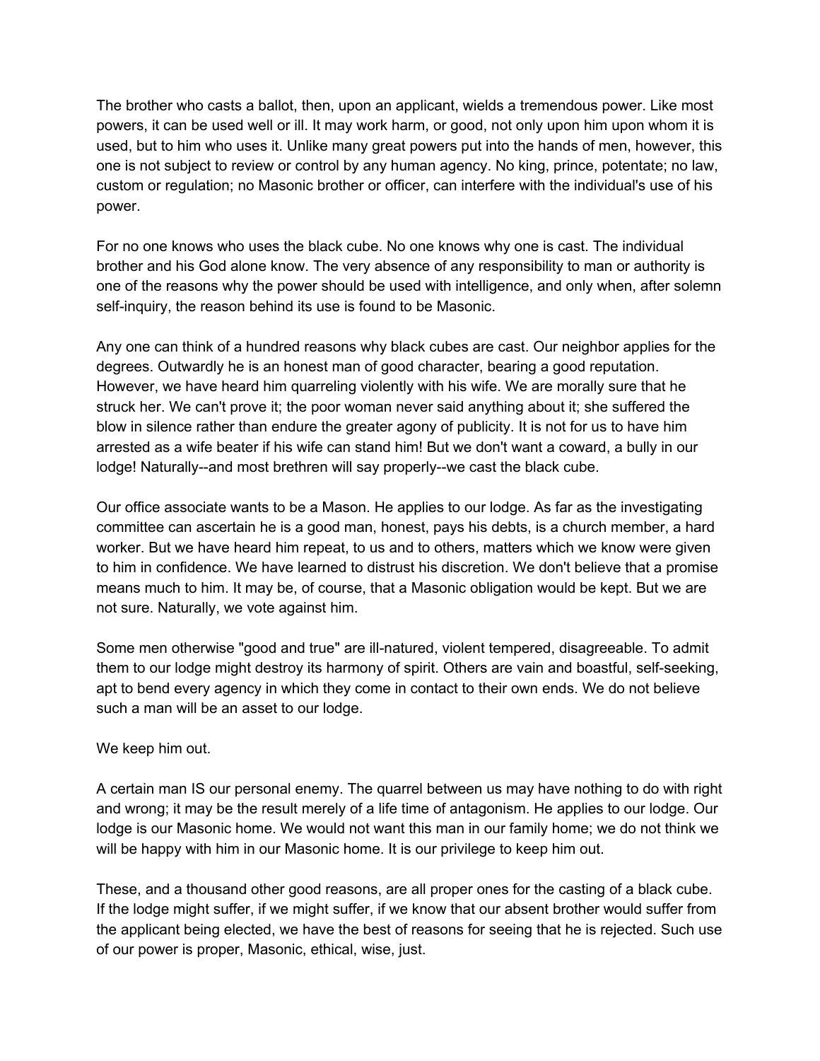The brother who casts a ballot, then, upon an applicant, wields a tremendous power. Like most powers, it can be used well or ill. It may work harm, or good, not only upon him upon whom it is used, but to him who uses it. Unlike many great powers put into the hands of men, however, this one is not subject to review or control by any human agency. No king, prince, potentate; no law, custom or regulation; no Masonic brother or officer, can interfere with the individual's use of his power.

For no one knows who uses the black cube. No one knows why one is cast. The individual brother and his God alone know. The very absence of any responsibility to man or authority is one of the reasons why the power should be used with intelligence, and only when, after solemn self-inquiry, the reason behind its use is found to be Masonic.

Any one can think of a hundred reasons why black cubes are cast. Our neighbor applies for the degrees. Outwardly he is an honest man of good character, bearing a good reputation. However, we have heard him quarreling violently with his wife. We are morally sure that he struck her. We can't prove it; the poor woman never said anything about it; she suffered the blow in silence rather than endure the greater agony of publicity. It is not for us to have him arrested as a wife beater if his wife can stand him! But we don't want a coward, a bully in our lodge! Naturally--and most brethren will say properly--we cast the black cube.

Our office associate wants to be a Mason. He applies to our lodge. As far as the investigating committee can ascertain he is a good man, honest, pays his debts, is a church member, a hard worker. But we have heard him repeat, to us and to others, matters which we know were given to him in confidence. We have learned to distrust his discretion. We don't believe that a promise means much to him. It may be, of course, that a Masonic obligation would be kept. But we are not sure. Naturally, we vote against him.

Some men otherwise "good and true" are ill-natured, violent tempered, disagreeable. To admit them to our lodge might destroy its harmony of spirit. Others are vain and boastful, self-seeking, apt to bend every agency in which they come in contact to their own ends. We do not believe such a man will be an asset to our lodge.

We keep him out.

A certain man IS our personal enemy. The quarrel between us may have nothing to do with right and wrong; it may be the result merely of a life time of antagonism. He applies to our lodge. Our lodge is our Masonic home. We would not want this man in our family home; we do not think we will be happy with him in our Masonic home. It is our privilege to keep him out.

These, and a thousand other good reasons, are all proper ones for the casting of a black cube. If the lodge might suffer, if we might suffer, if we know that our absent brother would suffer from the applicant being elected, we have the best of reasons for seeing that he is rejected. Such use of our power is proper, Masonic, ethical, wise, just.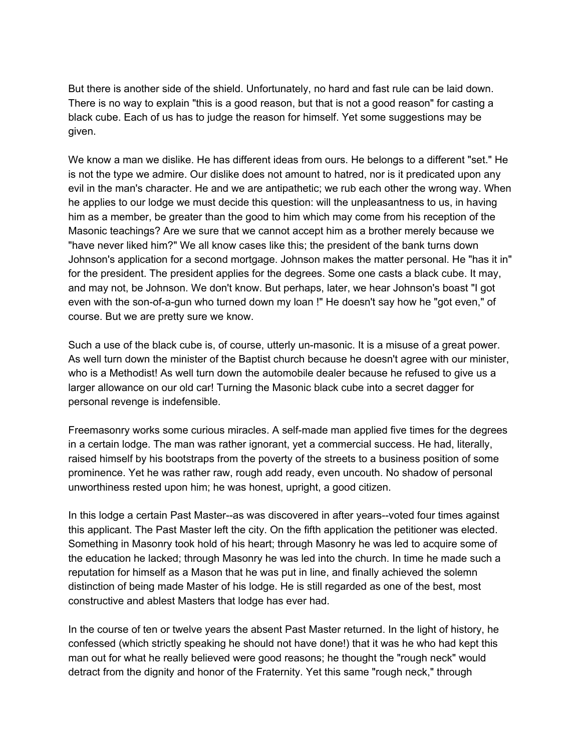But there is another side of the shield. Unfortunately, no hard and fast rule can be laid down. There is no way to explain "this is a good reason, but that is not a good reason" for casting a black cube. Each of us has to judge the reason for himself. Yet some suggestions may be given.

We know a man we dislike. He has different ideas from ours. He belongs to a different "set." He is not the type we admire. Our dislike does not amount to hatred, nor is it predicated upon any evil in the man's character. He and we are antipathetic; we rub each other the wrong way. When he applies to our lodge we must decide this question: will the unpleasantness to us, in having him as a member, be greater than the good to him which may come from his reception of the Masonic teachings? Are we sure that we cannot accept him as a brother merely because we "have never liked him?" We all know cases like this; the president of the bank turns down Johnson's application for a second mortgage. Johnson makes the matter personal. He "has it in" for the president. The president applies for the degrees. Some one casts a black cube. It may, and may not, be Johnson. We don't know. But perhaps, later, we hear Johnson's boast "I got even with the son-of-a-gun who turned down my loan !" He doesn't say how he "got even," of course. But we are pretty sure we know.

Such a use of the black cube is, of course, utterly un-masonic. It is a misuse of a great power. As well turn down the minister of the Baptist church because he doesn't agree with our minister, who is a Methodist! As well turn down the automobile dealer because he refused to give us a larger allowance on our old car! Turning the Masonic black cube into a secret dagger for personal revenge is indefensible.

Freemasonry works some curious miracles. A self-made man applied five times for the degrees in a certain lodge. The man was rather ignorant, yet a commercial success. He had, literally, raised himself by his bootstraps from the poverty of the streets to a business position of some prominence. Yet he was rather raw, rough add ready, even uncouth. No shadow of personal unworthiness rested upon him; he was honest, upright, a good citizen.

In this lodge a certain Past Master--as was discovered in after years--voted four times against this applicant. The Past Master left the city. On the fifth application the petitioner was elected. Something in Masonry took hold of his heart; through Masonry he was led to acquire some of the education he lacked; through Masonry he was led into the church. In time he made such a reputation for himself as a Mason that he was put in line, and finally achieved the solemn distinction of being made Master of his lodge. He is still regarded as one of the best, most constructive and ablest Masters that lodge has ever had.

In the course of ten or twelve years the absent Past Master returned. In the light of history, he confessed (which strictly speaking he should not have done!) that it was he who had kept this man out for what he really believed were good reasons; he thought the "rough neck" would detract from the dignity and honor of the Fraternity. Yet this same "rough neck," through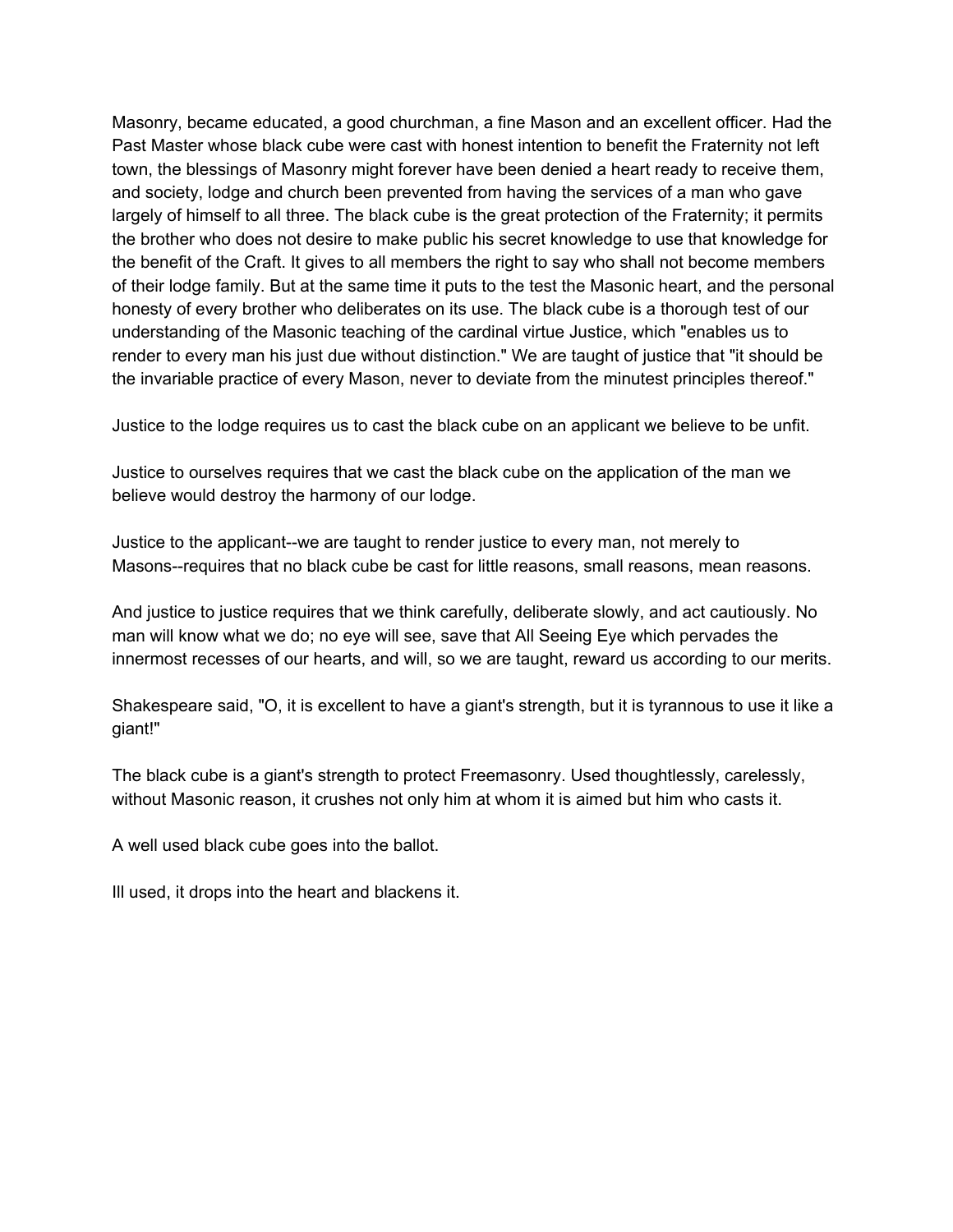Masonry, became educated, a good churchman, a fine Mason and an excellent officer. Had the Past Master whose black cube were cast with honest intention to benefit the Fraternity not left town, the blessings of Masonry might forever have been denied a heart ready to receive them, and society, lodge and church been prevented from having the services of a man who gave largely of himself to all three. The black cube is the great protection of the Fraternity; it permits the brother who does not desire to make public his secret knowledge to use that knowledge for the benefit of the Craft. It gives to all members the right to say who shall not become members of their lodge family. But at the same time it puts to the test the Masonic heart, and the personal honesty of every brother who deliberates on its use. The black cube is a thorough test of our understanding of the Masonic teaching of the cardinal virtue Justice, which "enables us to render to every man his just due without distinction." We are taught of justice that "it should be the invariable practice of every Mason, never to deviate from the minutest principles thereof."

Justice to the lodge requires us to cast the black cube on an applicant we believe to be unfit.

Justice to ourselves requires that we cast the black cube on the application of the man we believe would destroy the harmony of our lodge.

Justice to the applicant--we are taught to render justice to every man, not merely to Masons--requires that no black cube be cast for little reasons, small reasons, mean reasons.

And justice to justice requires that we think carefully, deliberate slowly, and act cautiously. No man will know what we do; no eye will see, save that All Seeing Eye which pervades the innermost recesses of our hearts, and will, so we are taught, reward us according to our merits.

Shakespeare said, "O, it is excellent to have a giant's strength, but it is tyrannous to use it like a giant!"

The black cube is a giant's strength to protect Freemasonry. Used thoughtlessly, carelessly, without Masonic reason, it crushes not only him at whom it is aimed but him who casts it.

A well used black cube goes into the ballot.

Ill used, it drops into the heart and blackens it.